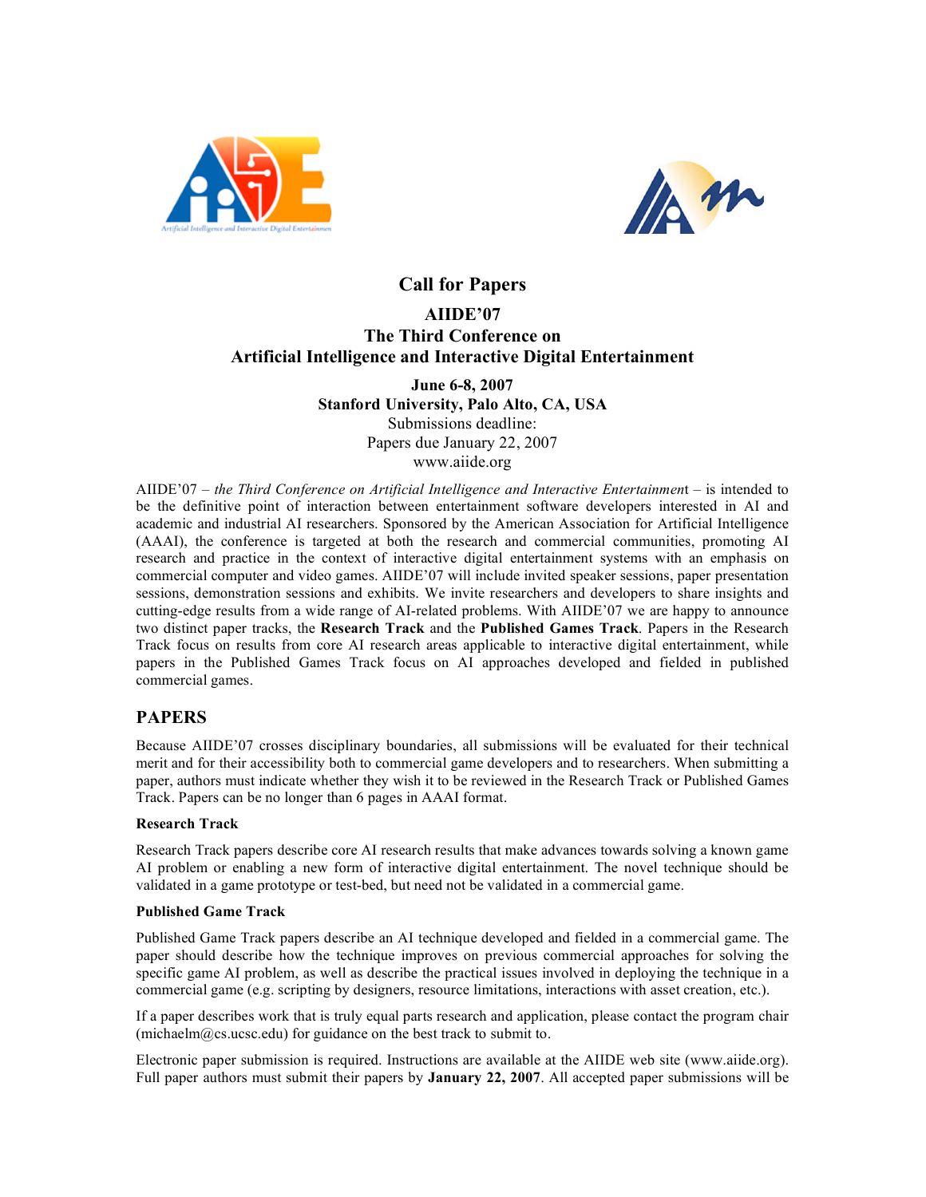# Call for Papers

## AIIDE'07
## The Third Conference on
## Artificial Intelligence and Interactive Digital Entertainment

**June 6-8, 2007**
**Stanford University, Palo Alto, CA, USA**
Submissions deadline:
Papers due January 22, 2007
www.aiide.org

AIIDE'07 – *the Third Conference on Artificial Intelligence and Interactive Entertainment* – is intended to be the definitive point of interaction between entertainment software developers interested in AI and academic and industrial AI researchers. Sponsored by the American Association for Artificial Intelligence (AAAI), the conference is targeted at both the research and commercial communities, promoting AI research and practice in the context of interactive digital entertainment systems with an emphasis on commercial computer and video games. AIIDE'07 will include invited speaker sessions, paper presentation sessions, demonstration sessions and exhibits. We invite researchers and developers to share insights and cutting-edge results from a wide range of AI-related problems. With AIIDE'07 we are happy to announce two distinct paper tracks, the **Research Track** and the **Published Games Track**. Papers in the Research Track focus on results from core AI research areas applicable to interactive digital entertainment, while papers in the Published Games Track focus on AI approaches developed and fielded in published commercial games.

## PAPERS

Because AIIDE'07 crosses disciplinary boundaries, all submissions will be evaluated for their technical merit and for their accessibility both to commercial game developers and to researchers. When submitting a paper, authors must indicate whether they wish it to be reviewed in the Research Track or Published Games Track. Papers can be no longer than 6 pages in AAAI format.

### Research Track

Research Track papers describe core AI research results that make advances towards solving a known game AI problem or enabling a new form of interactive digital entertainment. The novel technique should be validated in a game prototype or test-bed, but need not be validated in a commercial game.

### Published Game Track

Published Game Track papers describe an AI technique developed and fielded in a commercial game. The paper should describe how the technique improves on previous commercial approaches for solving the specific game AI problem, as well as describe the practical issues involved in deploying the technique in a commercial game (e.g. scripting by designers, resource limitations, interactions with asset creation, etc.).

If a paper describes work that is truly equal parts research and application, please contact the program chair (michaelm@cs.ucsc.edu) for guidance on the best track to submit to.

Electronic paper submission is required. Instructions are available at the AIIDE web site (www.aiide.org). Full paper authors must submit their papers by **January 22, 2007**. All accepted paper submissions will be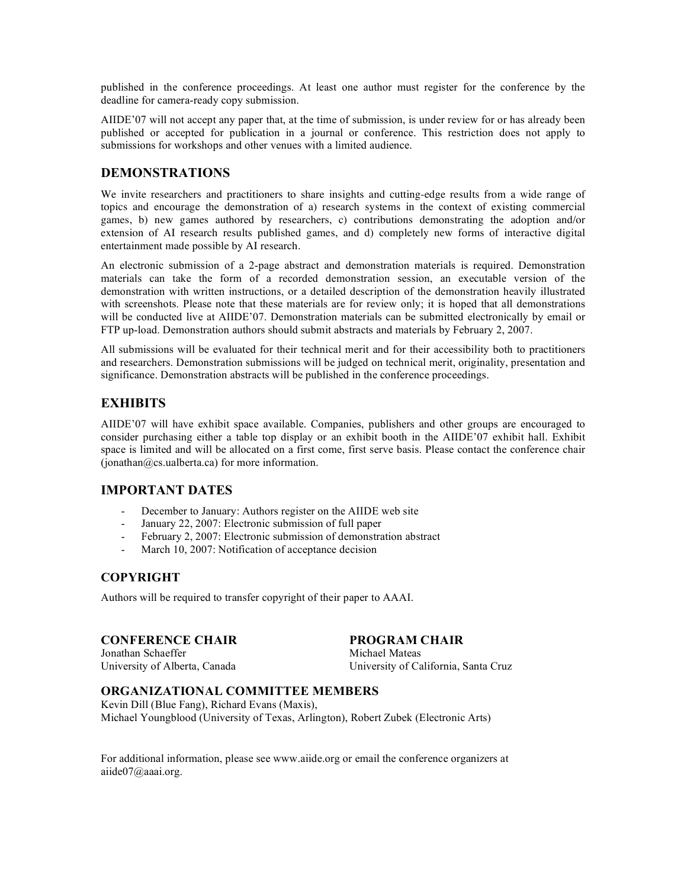published in the conference proceedings. At least one author must register for the conference by the deadline for camera-ready copy submission.

AIIDE'07 will not accept any paper that, at the time of submission, is under review for or has already been published or accepted for publication in a journal or conference. This restriction does not apply to submissions for workshops and other venues with a limited audience.

## DEMONSTRATIONS

We invite researchers and practitioners to share insights and cutting-edge results from a wide range of topics and encourage the demonstration of a) research systems in the context of existing commercial games, b) new games authored by researchers, c) contributions demonstrating the adoption and/or extension of AI research results published games, and d) completely new forms of interactive digital entertainment made possible by AI research.

An electronic submission of a 2-page abstract and demonstration materials is required. Demonstration materials can take the form of a recorded demonstration session, an executable version of the demonstration with written instructions, or a detailed description of the demonstration heavily illustrated with screenshots. Please note that these materials are for review only; it is hoped that all demonstrations will be conducted live at AIIDE'07. Demonstration materials can be submitted electronically by email or FTP up-load. Demonstration authors should submit abstracts and materials by February 2, 2007.

All submissions will be evaluated for their technical merit and for their accessibility both to practitioners and researchers. Demonstration submissions will be judged on technical merit, originality, presentation and significance. Demonstration abstracts will be published in the conference proceedings.

## EXHIBITS

AIIDE'07 will have exhibit space available. Companies, publishers and other groups are encouraged to consider purchasing either a table top display or an exhibit booth in the AIIDE'07 exhibit hall. Exhibit space is limited and will be allocated on a first come, first serve basis. Please contact the conference chair (jonathan@cs.ualberta.ca) for more information.

## IMPORTANT DATES

- December to January: Authors register on the AIIDE web site
- January 22, 2007: Electronic submission of full paper
- February 2, 2007: Electronic submission of demonstration abstract
- March 10, 2007: Notification of acceptance decision

## COPYRIGHT

Authors will be required to transfer copyright of their paper to AAAI.

**CONFERENCE CHAIR**
Jonathan Schaeffer
University of Alberta, Canada

**PROGRAM CHAIR**
Michael Mateas
University of California, Santa Cruz

**ORGANIZATIONAL COMMITTEE MEMBERS**
Kevin Dill (Blue Fang), Richard Evans (Maxis),
Michael Youngblood (University of Texas, Arlington), Robert Zubek (Electronic Arts)

For additional information, please see www.aiide.org or email the conference organizers at aiide07@aaai.org.